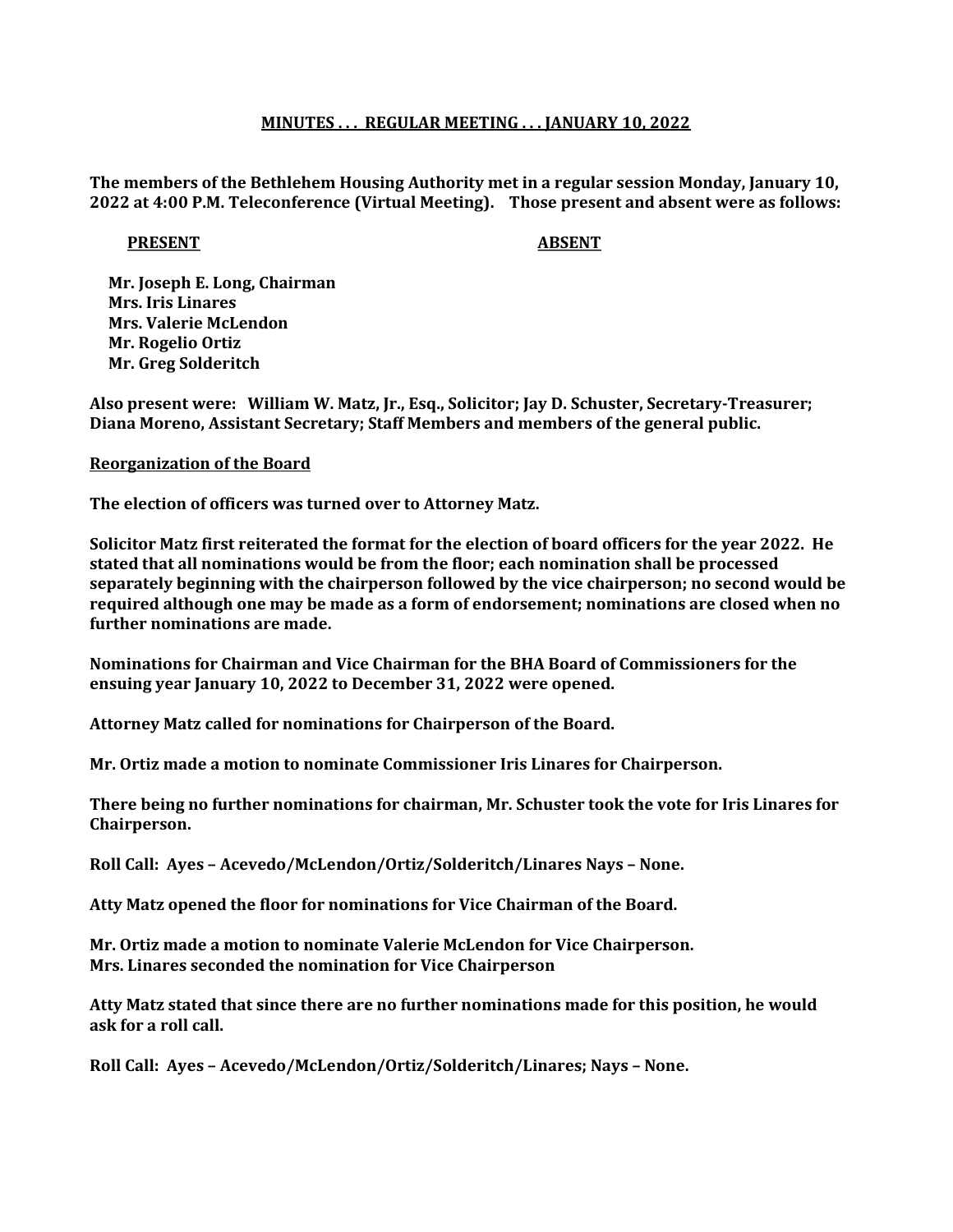**MINUTES . . . REGULAR MEETING . . . JANUARY 10, 2022**

**The members of the Bethlehem Housing Authority met in a regular session Monday, January 10, 2022 at 4:00 P.M. Teleconference (Virtual Meeting). Those present and absent were as follows:**

| **PRESENT** | **ABSENT** |
|---|---|
| **Mr. Joseph E. Long, Chairman** | |
| **Mrs. Iris Linares** | |
| **Mrs. Valerie McLendon** | |
| **Mr. Rogelio Ortiz** | |
| **Mr. Greg Solderitch** | |

**Also present were: William W. Matz, Jr., Esq., Solicitor; Jay D. Schuster, Secretary-Treasurer; Diana Moreno, Assistant Secretary; Staff Members and members of the general public.**

**Reorganization of the Board**

**The election of officers was turned over to Attorney Matz.**

**Solicitor Matz first reiterated the format for the election of board officers for the year 2022. He stated that all nominations would be from the floor; each nomination shall be processed separately beginning with the chairperson followed by the vice chairperson; no second would be required although one may be made as a form of endorsement; nominations are closed when no further nominations are made.**

**Nominations for Chairman and Vice Chairman for the BHA Board of Commissioners for the ensuing year January 10, 2022 to December 31, 2022 were opened.**

**Attorney Matz called for nominations for Chairperson of the Board.**

**Mr. Ortiz made a motion to nominate Commissioner Iris Linares for Chairperson.**

**There being no further nominations for chairman, Mr. Schuster took the vote for Iris Linares for Chairperson.**

**Roll Call: Ayes – Acevedo/McLendon/Ortiz/Solderitch/Linares Nays – None.**

**Atty Matz opened the floor for nominations for Vice Chairman of the Board.**

**Mr. Ortiz made a motion to nominate Valerie McLendon for Vice Chairperson.**
**Mrs. Linares seconded the nomination for Vice Chairperson**

**Atty Matz stated that since there are no further nominations made for this position, he would ask for a roll call.**

**Roll Call: Ayes – Acevedo/McLendon/Ortiz/Solderitch/Linares; Nays – None.**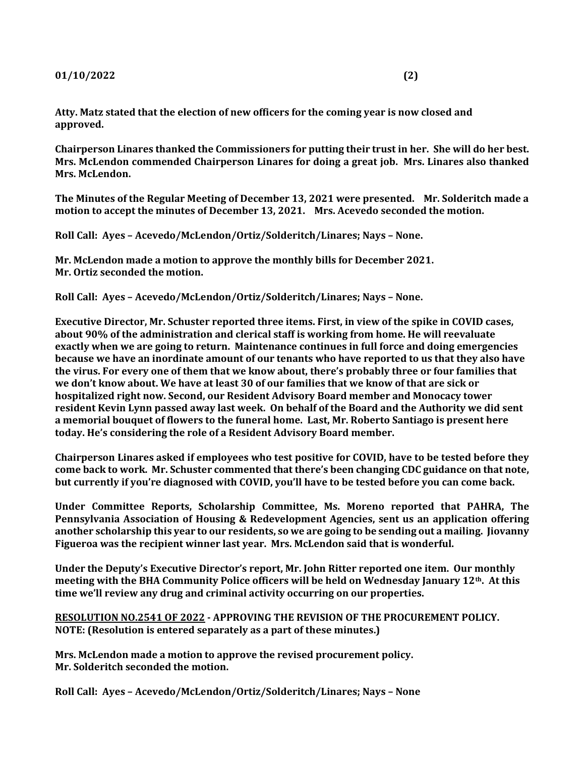**Atty. Matz stated that the election of new officers for the coming year is now closed and approved.**

**Chairperson Linares thanked the Commissioners for putting their trust in her. She will do her best. Mrs. McLendon commended Chairperson Linares for doing a great job. Mrs. Linares also thanked Mrs. McLendon.**

**The Minutes of the Regular Meeting of December 13, 2021 were presented. Mr. Solderitch made a motion to accept the minutes of December 13, 2021. Mrs. Acevedo seconded the motion.**

**Roll Call: Ayes – Acevedo/McLendon/Ortiz/Solderitch/Linares; Nays – None.**

**Mr. McLendon made a motion to approve the monthly bills for December 2021.**
**Mr. Ortiz seconded the motion.**

**Roll Call: Ayes – Acevedo/McLendon/Ortiz/Solderitch/Linares; Nays – None.**

**Executive Director, Mr. Schuster reported three items. First, in view of the spike in COVID cases, about 90% of the administration and clerical staff is working from home. He will reevaluate exactly when we are going to return. Maintenance continues in full force and doing emergencies because we have an inordinate amount of our tenants who have reported to us that they also have the virus. For every one of them that we know about, there's probably three or four families that we don't know about. We have at least 30 of our families that we know of that are sick or hospitalized right now. Second, our Resident Advisory Board member and Monocacy tower resident Kevin Lynn passed away last week. On behalf of the Board and the Authority we did sent a memorial bouquet of flowers to the funeral home. Last, Mr. Roberto Santiago is present here today. He's considering the role of a Resident Advisory Board member.**

**Chairperson Linares asked if employees who test positive for COVID, have to be tested before they come back to work. Mr. Schuster commented that there's been changing CDC guidance on that note, but currently if you're diagnosed with COVID, you'll have to be tested before you can come back.**

**Under Committee Reports, Scholarship Committee, Ms. Moreno reported that PAHRA, The Pennsylvania Association of Housing & Redevelopment Agencies, sent us an application offering another scholarship this year to our residents, so we are going to be sending out a mailing. Jiovanny Figueroa was the recipient winner last year. Mrs. McLendon said that is wonderful.**

**Under the Deputy's Executive Director's report, Mr. John Ritter reported one item. Our monthly meeting with the BHA Community Police officers will be held on Wednesday January 12th. At this time we'll review any drug and criminal activity occurring on our properties.**

**<u>RESOLUTION NO.2541 OF 2022</u> - APPROVING THE REVISION OF THE PROCUREMENT POLICY.**
**NOTE: (Resolution is entered separately as a part of these minutes.)**

**Mrs. McLendon made a motion to approve the revised procurement policy.**
**Mr. Solderitch seconded the motion.**

**Roll Call: Ayes – Acevedo/McLendon/Ortiz/Solderitch/Linares; Nays – None**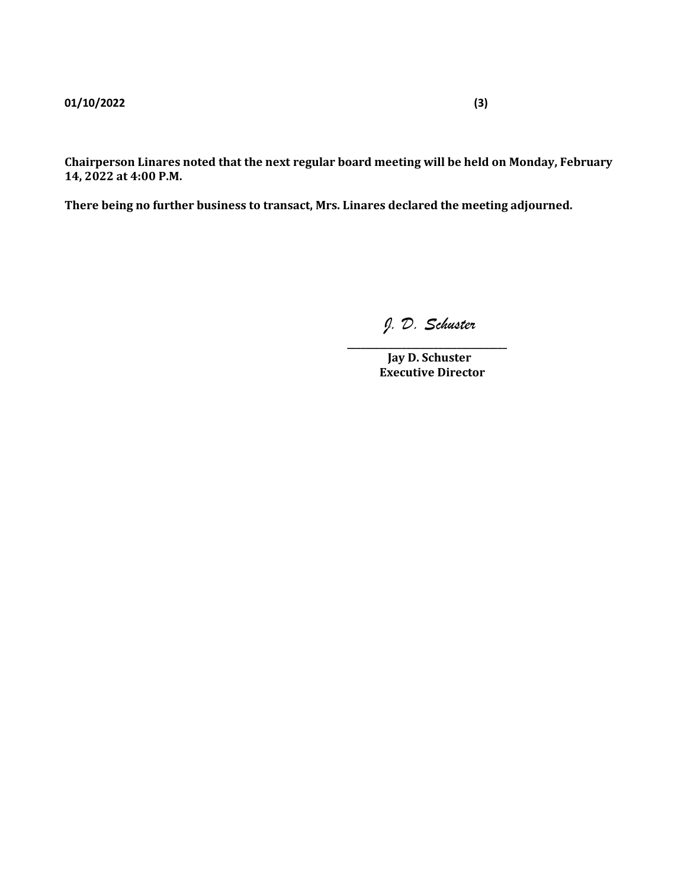**Chairperson Linares noted that the next regular board meeting will be held on Monday, February 14, 2022 at 4:00 P.M.**

**There being no further business to transact, Mrs. Linares declared the meeting adjourned.**

*J. D. Schuster*

\_\_\_\_\_\_\_\_\_\_\_\_\_\_\_\_\_\_\_\_\_\_\_\_\_\_\_\_\_\_\_\_

**Jay D. Schuster**
**Executive Director**